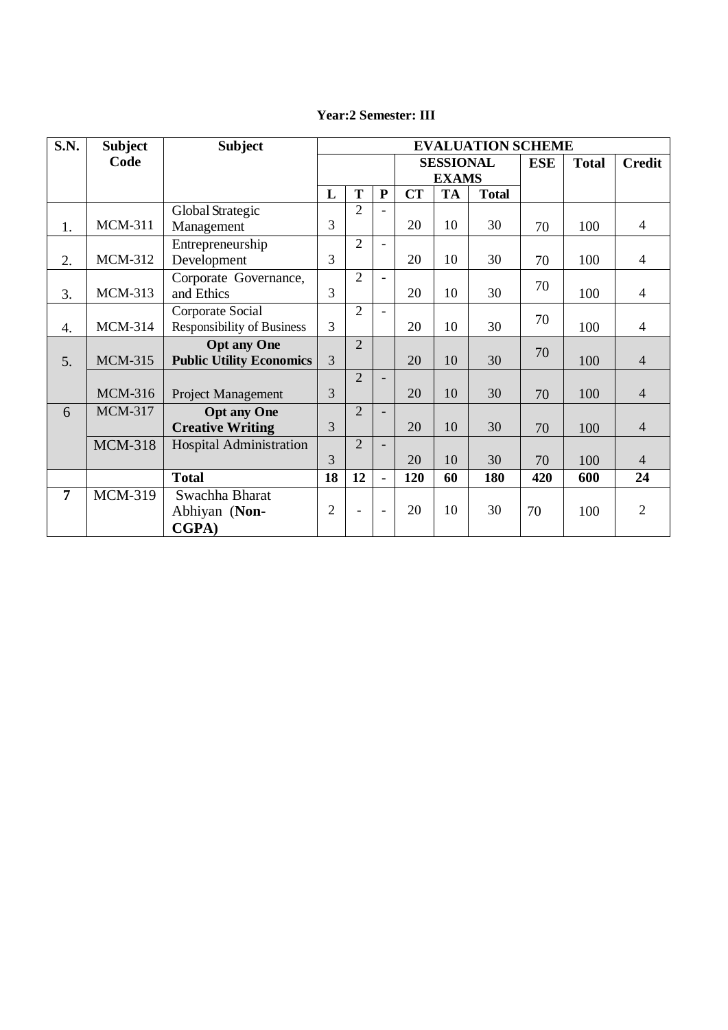**Year:2 Semester: III**

| S.N. | Subject Code | Subject | EVALUATION SCHEME | | | | | | | | |
|---|---|---|---|---|---|---|---|---|---|---|---|
| | | | | | | SESSIONAL EXAMS | | | ESE | Total | Credit |
| | | | L | T | P | CT | TA | Total | | | |
| 1. | MCM-311 | Global Strategic Management | 3 | 2 | - | 20 | 10 | 30 | 70 | 100 | 4 |
| 2. | MCM-312 | Entrepreneurship Development | 3 | 2 | - | 20 | 10 | 30 | 70 | 100 | 4 |
| 3. | MCM-313 | Corporate Governance, and Ethics | 3 | 2 | - | 20 | 10 | 30 | 70 | 100 | 4 |
| 4. | MCM-314 | Corporate Social Responsibility of Business | 3 | 2 | - | 20 | 10 | 30 | 70 | 100 | 4 |
| 5. | MCM-315 | **Opt any One** **Public Utility Economics** | 3 | 2 | | 20 | 10 | 30 | 70 | 100 | 4 |
| | MCM-316 | Project Management | 3 | 2 | - | 20 | 10 | 30 | 70 | 100 | 4 |
| 6 | MCM-317 | **Opt any One** **Creative Writing** | 3 | 2 | - | 20 | 10 | 30 | 70 | 100 | 4 |
| | MCM-318 | Hospital Administration | 3 | 2 | - | 20 | 10 | 30 | 70 | 100 | 4 |
| | | **Total** | **18** | **12** | **-** | **120** | **60** | **180** | **420** | **600** | **24** |
| **7** | MCM-319 | Swachha Bharat Abhiyan (**Non-CGPA)** | 2 | - | - | 20 | 10 | 30 | 70 | 100 | 2 |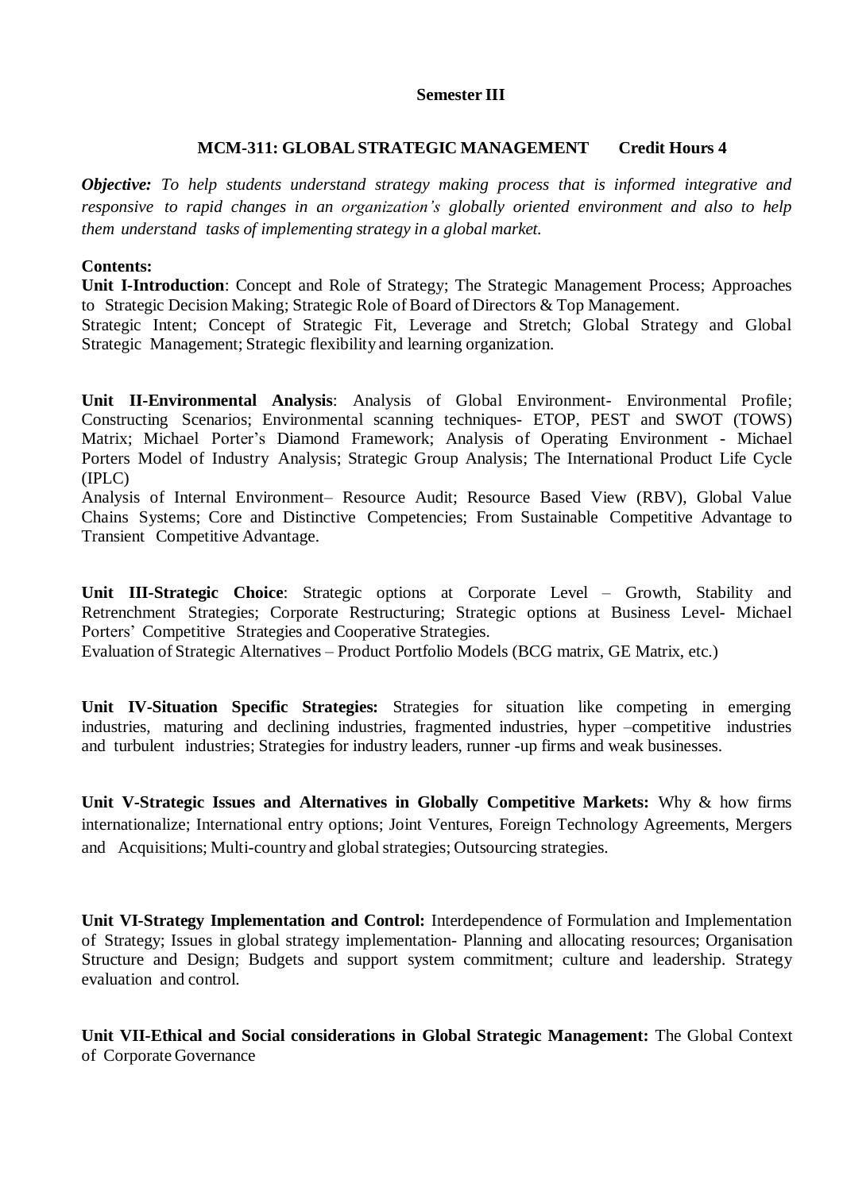## Semester III

### MCM-311: GLOBAL STRATEGIC MANAGEMENT Credit Hours 4

***Objective:*** *To help students understand strategy making process that is informed integrative and responsive to rapid changes in an organization's globally oriented environment and also to help them understand tasks of implementing strategy in a global market.*

**Contents:**

**Unit I-Introduction**: Concept and Role of Strategy; The Strategic Management Process; Approaches to Strategic Decision Making; Strategic Role of Board of Directors & Top Management.

Strategic Intent; Concept of Strategic Fit, Leverage and Stretch; Global Strategy and Global Strategic Management; Strategic flexibility and learning organization.

**Unit II-Environmental Analysis**: Analysis of Global Environment- Environmental Profile; Constructing Scenarios; Environmental scanning techniques- ETOP, PEST and SWOT (TOWS) Matrix; Michael Porter's Diamond Framework; Analysis of Operating Environment - Michael Porters Model of Industry Analysis; Strategic Group Analysis; The International Product Life Cycle (IPLC)

Analysis of Internal Environment– Resource Audit; Resource Based View (RBV), Global Value Chains Systems; Core and Distinctive Competencies; From Sustainable Competitive Advantage to Transient Competitive Advantage.

**Unit III-Strategic Choice**: Strategic options at Corporate Level – Growth, Stability and Retrenchment Strategies; Corporate Restructuring; Strategic options at Business Level- Michael Porters' Competitive Strategies and Cooperative Strategies.

Evaluation of Strategic Alternatives – Product Portfolio Models (BCG matrix, GE Matrix, etc.)

**Unit IV-Situation Specific Strategies:** Strategies for situation like competing in emerging industries, maturing and declining industries, fragmented industries, hyper –competitive industries and turbulent industries; Strategies for industry leaders, runner -up firms and weak businesses.

**Unit V-Strategic Issues and Alternatives in Globally Competitive Markets:** Why & how firms internationalize; International entry options; Joint Ventures, Foreign Technology Agreements, Mergers and Acquisitions; Multi-country and global strategies; Outsourcing strategies.

**Unit VI-Strategy Implementation and Control:** Interdependence of Formulation and Implementation of Strategy; Issues in global strategy implementation- Planning and allocating resources; Organisation Structure and Design; Budgets and support system commitment; culture and leadership. Strategy evaluation and control.

**Unit VII-Ethical and Social considerations in Global Strategic Management:** The Global Context of Corporate Governance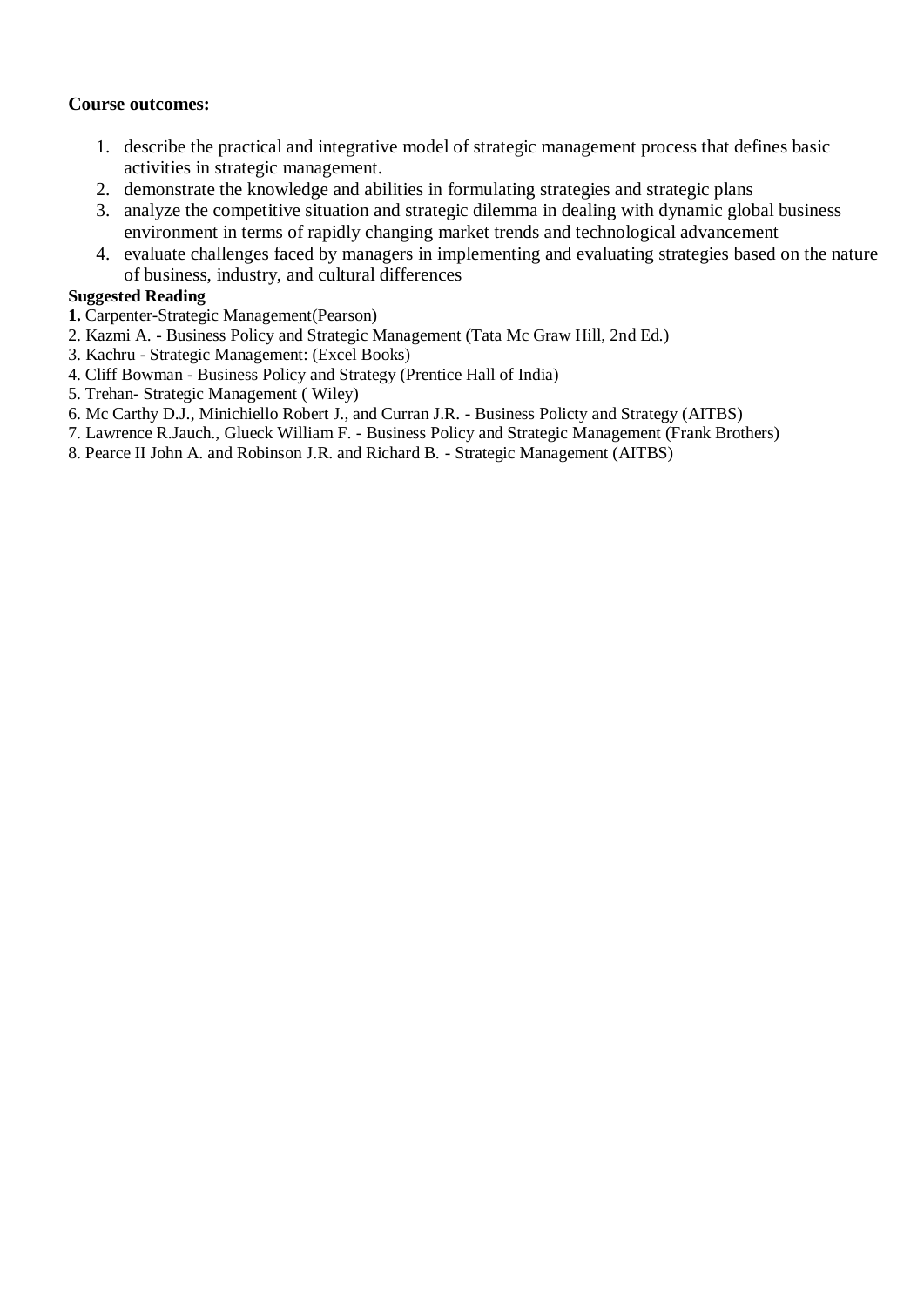**Course outcomes:**

1. describe the practical and integrative model of strategic management process that defines basic activities in strategic management.
2. demonstrate the knowledge and abilities in formulating strategies and strategic plans
3. analyze the competitive situation and strategic dilemma in dealing with dynamic global business environment in terms of rapidly changing market trends and technological advancement
4. evaluate challenges faced by managers in implementing and evaluating strategies based on the nature of business, industry, and cultural differences

**Suggested Reading**

**1.** Carpenter-Strategic Management(Pearson)
2. Kazmi A. - Business Policy and Strategic Management (Tata Mc Graw Hill, 2nd Ed.)
3. Kachru - Strategic Management: (Excel Books)
4. Cliff Bowman - Business Policy and Strategy (Prentice Hall of India)
5. Trehan- Strategic Management ( Wiley)
6. Mc Carthy D.J., Minichiello Robert J., and Curran J.R. - Business Policty and Strategy (AITBS)
7. Lawrence R.Jauch., Glueck William F. - Business Policy and Strategic Management (Frank Brothers)
8. Pearce II John A. and Robinson J.R. and Richard B. - Strategic Management (AITBS)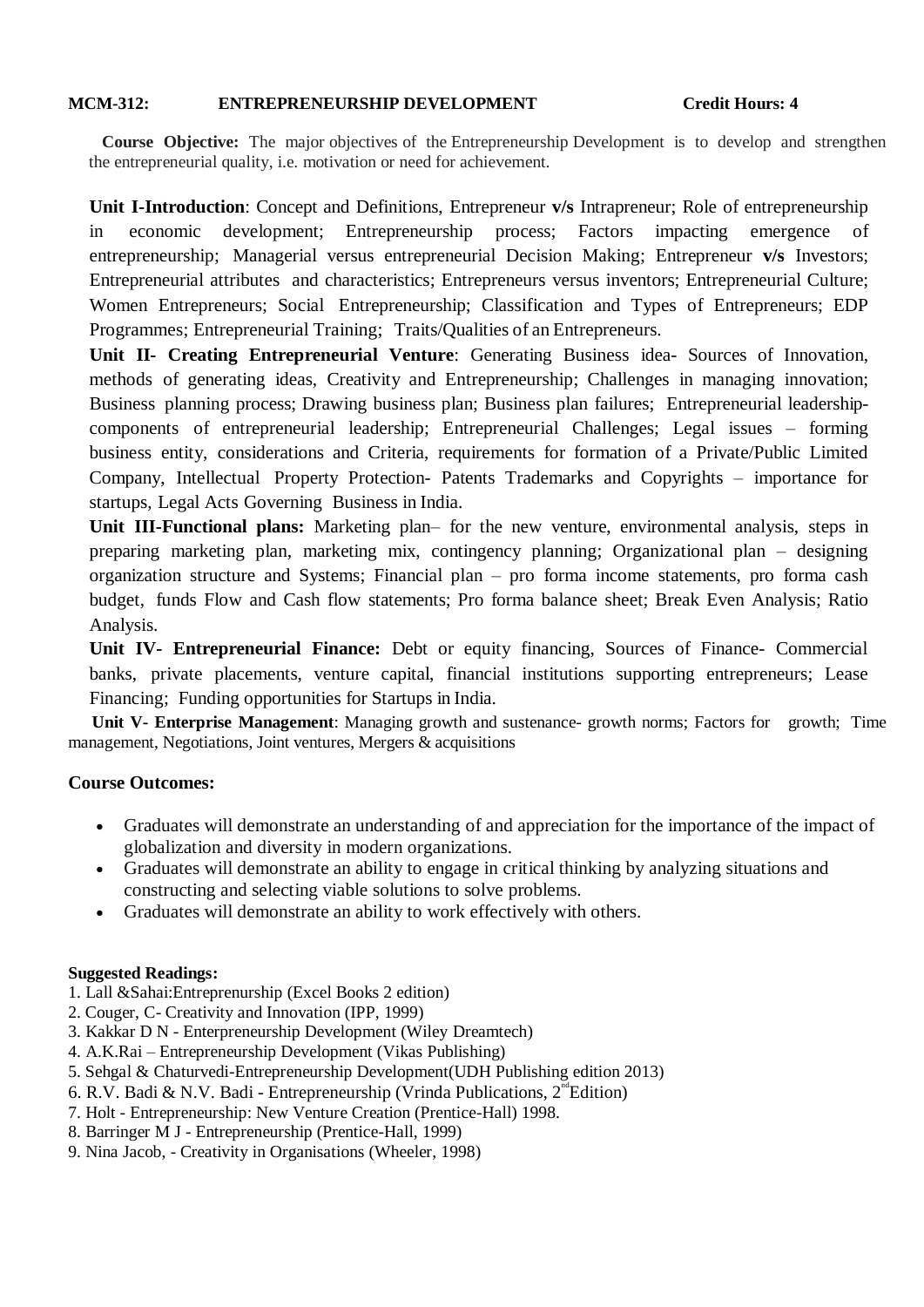**MCM-312: ENTREPRENEURSHIP DEVELOPMENT Credit Hours: 4**

**Course Objective:** The major objectives of the Entrepreneurship Development is to develop and strengthen the entrepreneurial quality, i.e. motivation or need for achievement.

**Unit I-Introduction**: Concept and Definitions, Entrepreneur **v/s** Intrapreneur; Role of entrepreneurship in economic development; Entrepreneurship process; Factors impacting emergence of entrepreneurship; Managerial versus entrepreneurial Decision Making; Entrepreneur **v/s** Investors; Entrepreneurial attributes and characteristics; Entrepreneurs versus inventors; Entrepreneurial Culture; Women Entrepreneurs; Social Entrepreneurship; Classification and Types of Entrepreneurs; EDP Programmes; Entrepreneurial Training; Traits/Qualities of an Entrepreneurs.

**Unit II- Creating Entrepreneurial Venture**: Generating Business idea- Sources of Innovation, methods of generating ideas, Creativity and Entrepreneurship; Challenges in managing innovation; Business planning process; Drawing business plan; Business plan failures; Entrepreneurial leadership- components of entrepreneurial leadership; Entrepreneurial Challenges; Legal issues – forming business entity, considerations and Criteria, requirements for formation of a Private/Public Limited Company, Intellectual Property Protection- Patents Trademarks and Copyrights – importance for startups, Legal Acts Governing Business in India.

**Unit III-Functional plans:** Marketing plan– for the new venture, environmental analysis, steps in preparing marketing plan, marketing mix, contingency planning; Organizational plan – designing organization structure and Systems; Financial plan – pro forma income statements, pro forma cash budget, funds Flow and Cash flow statements; Pro forma balance sheet; Break Even Analysis; Ratio Analysis.

**Unit IV- Entrepreneurial Finance:** Debt or equity financing, Sources of Finance- Commercial banks, private placements, venture capital, financial institutions supporting entrepreneurs; Lease Financing; Funding opportunities for Startups in India.

**Unit V- Enterprise Management**: Managing growth and sustenance- growth norms; Factors for growth; Time management, Negotiations, Joint ventures, Mergers & acquisitions

### Course Outcomes:

- Graduates will demonstrate an understanding of and appreciation for the importance of the impact of globalization and diversity in modern organizations.
- Graduates will demonstrate an ability to engage in critical thinking by analyzing situations and constructing and selecting viable solutions to solve problems.
- Graduates will demonstrate an ability to work effectively with others.

**Suggested Readings:**

1. Lall &Sahai:Entreprenurship (Excel Books 2 edition)
2. Couger, C- Creativity and Innovation (IPP, 1999)
3. Kakkar D N - Enterpreneurship Development (Wiley Dreamtech)
4. A.K.Rai – Entrepreneurship Development (Vikas Publishing)
5. Sehgal & Chaturvedi-Entrepreneurship Development(UDH Publishing edition 2013)
6. R.V. Badi & N.V. Badi - Entrepreneurship (Vrinda Publications, 2nd Edition)
7. Holt - Entrepreneurship: New Venture Creation (Prentice-Hall) 1998.
8. Barringer M J - Entrepreneurship (Prentice-Hall, 1999)
9. Nina Jacob, - Creativity in Organisations (Wheeler, 1998)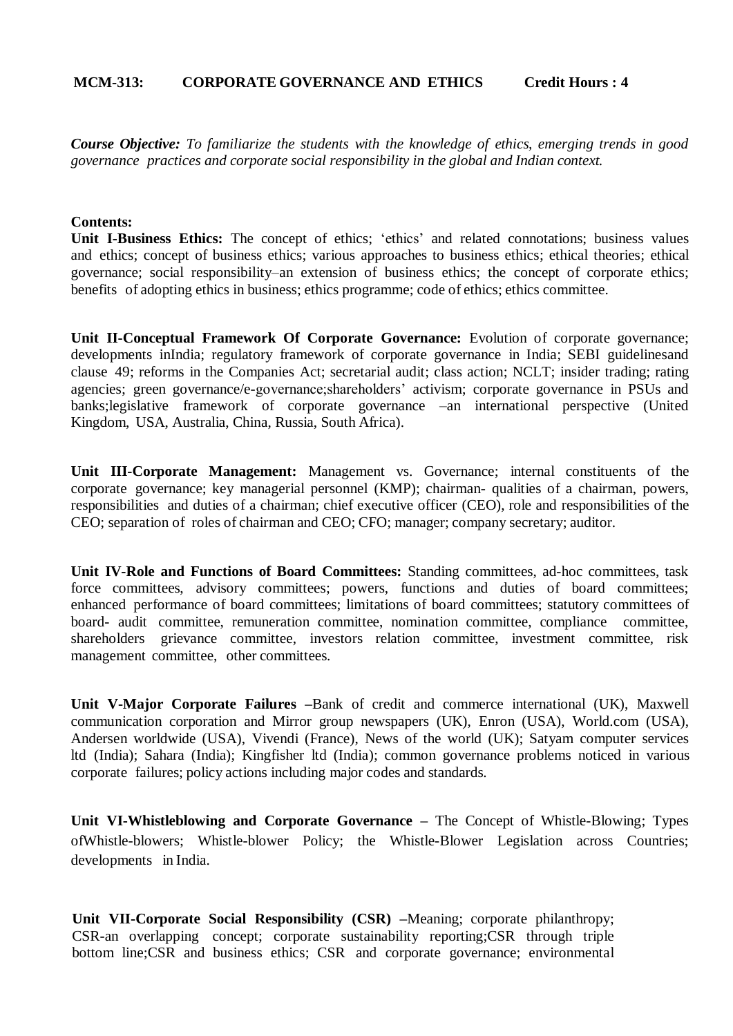**MCM-313: CORPORATE GOVERNANCE AND ETHICS Credit Hours : 4**

***Course Objective:*** *To familiarize the students with the knowledge of ethics, emerging trends in good governance practices and corporate social responsibility in the global and Indian context.*

**Contents:**

**Unit I-Business Ethics:** The concept of ethics; 'ethics' and related connotations; business values and ethics; concept of business ethics; various approaches to business ethics; ethical theories; ethical governance; social responsibility–an extension of business ethics; the concept of corporate ethics; benefits of adopting ethics in business; ethics programme; code of ethics; ethics committee.

**Unit II-Conceptual Framework Of Corporate Governance:** Evolution of corporate governance; developments inIndia; regulatory framework of corporate governance in India; SEBI guidelinesand clause 49; reforms in the Companies Act; secretarial audit; class action; NCLT; insider trading; rating agencies; green governance/e-governance;shareholders' activism; corporate governance in PSUs and banks;legislative framework of corporate governance –an international perspective (United Kingdom, USA, Australia, China, Russia, South Africa).

**Unit III-Corporate Management:** Management vs. Governance; internal constituents of the corporate governance; key managerial personnel (KMP); chairman- qualities of a chairman, powers, responsibilities and duties of a chairman; chief executive officer (CEO), role and responsibilities of the CEO; separation of roles of chairman and CEO; CFO; manager; company secretary; auditor.

**Unit IV-Role and Functions of Board Committees:** Standing committees, ad-hoc committees, task force committees, advisory committees; powers, functions and duties of board committees; enhanced performance of board committees; limitations of board committees; statutory committees of board- audit committee, remuneration committee, nomination committee, compliance committee, shareholders grievance committee, investors relation committee, investment committee, risk management committee, other committees.

**Unit V-Major Corporate Failures** –Bank of credit and commerce international (UK), Maxwell communication corporation and Mirror group newspapers (UK), Enron (USA), World.com (USA), Andersen worldwide (USA), Vivendi (France), News of the world (UK); Satyam computer services ltd (India); Sahara (India); Kingfisher ltd (India); common governance problems noticed in various corporate failures; policy actions including major codes and standards.

**Unit VI-Whistleblowing and Corporate Governance** – The Concept of Whistle-Blowing; Types ofWhistle-blowers; Whistle-blower Policy; the Whistle-Blower Legislation across Countries; developments in India.

**Unit VII-Corporate Social Responsibility (CSR)** –Meaning; corporate philanthropy; CSR-an overlapping concept; corporate sustainability reporting;CSR through triple bottom line;CSR and business ethics; CSR and corporate governance; environmental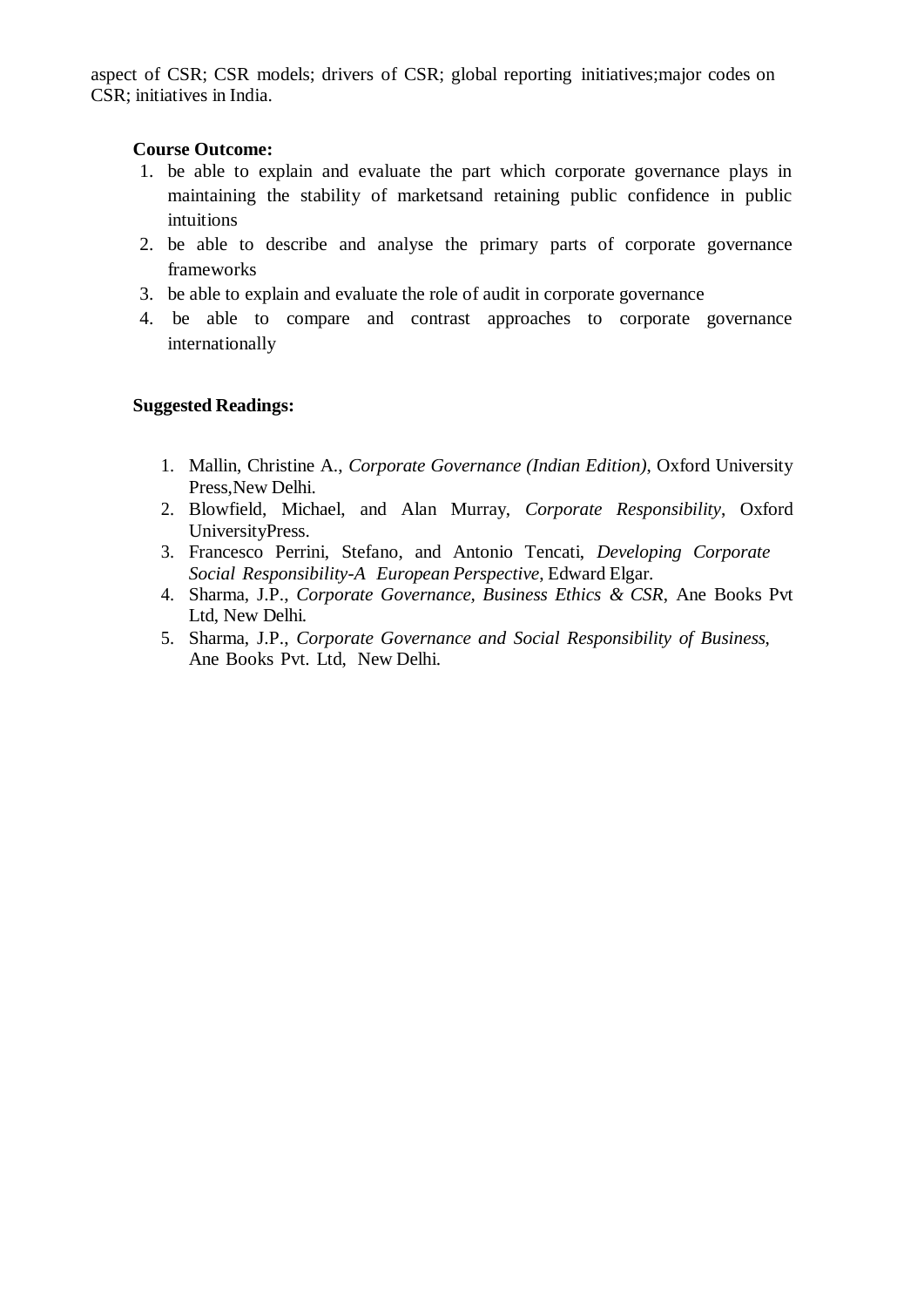aspect of CSR; CSR models; drivers of CSR; global reporting initiatives;major codes on CSR; initiatives in India.

**Course Outcome:**

1. be able to explain and evaluate the part which corporate governance plays in maintaining the stability of marketsand retaining public confidence in public intuitions
2. be able to describe and analyse the primary parts of corporate governance frameworks
3. be able to explain and evaluate the role of audit in corporate governance
4. be able to compare and contrast approaches to corporate governance internationally

**Suggested Readings:**

1. Mallin, Christine A., *Corporate Governance (Indian Edition)*, Oxford University Press,New Delhi.
2. Blowfield, Michael, and Alan Murray, *Corporate Responsibility*, Oxford UniversityPress.
3. Francesco Perrini, Stefano, and Antonio Tencati, *Developing Corporate Social Responsibility-A European Perspective*, Edward Elgar.
4. Sharma, J.P., *Corporate Governance, Business Ethics & CSR*, Ane Books Pvt Ltd, New Delhi.
5. Sharma, J.P., *Corporate Governance and Social Responsibility of Business*, Ane Books Pvt. Ltd, New Delhi.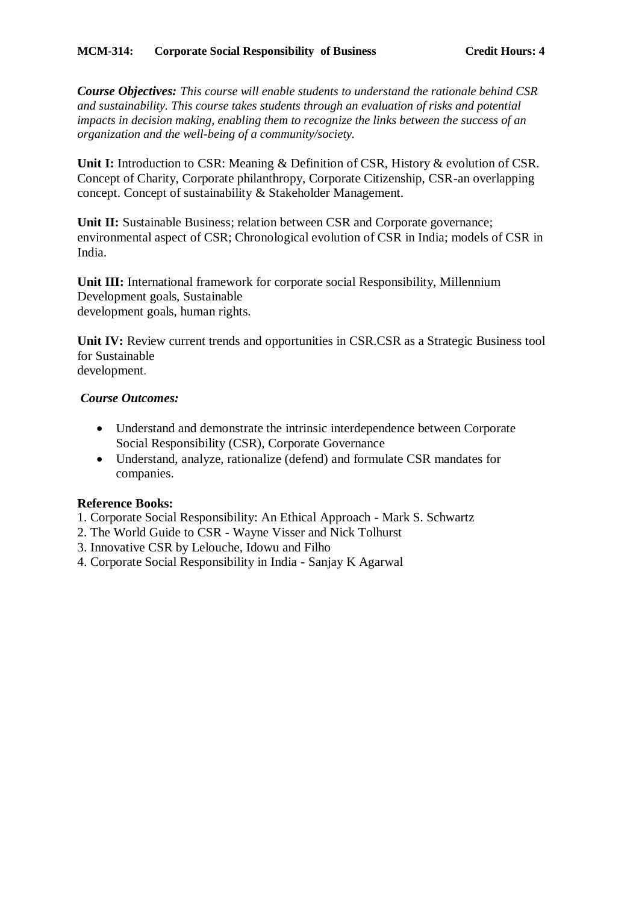**MCM-314: Corporate Social Responsibility of Business — Credit Hours: 4**

***Course Objectives:*** *This course will enable students to understand the rationale behind CSR and sustainability. This course takes students through an evaluation of risks and potential impacts in decision making, enabling them to recognize the links between the success of an organization and the well-being of a community/society.*

**Unit I:** Introduction to CSR: Meaning & Definition of CSR, History & evolution of CSR. Concept of Charity, Corporate philanthropy, Corporate Citizenship, CSR-an overlapping concept. Concept of sustainability & Stakeholder Management.

**Unit II:** Sustainable Business; relation between CSR and Corporate governance; environmental aspect of CSR; Chronological evolution of CSR in India; models of CSR in India.

**Unit III:** International framework for corporate social Responsibility, Millennium Development goals, Sustainable development goals, human rights.

**Unit IV:** Review current trends and opportunities in CSR.CSR as a Strategic Business tool for Sustainable development.

***Course Outcomes:***

- Understand and demonstrate the intrinsic interdependence between Corporate Social Responsibility (CSR), Corporate Governance
- Understand, analyze, rationalize (defend) and formulate CSR mandates for companies.

**Reference Books:**

1. Corporate Social Responsibility: An Ethical Approach - Mark S. Schwartz
2. The World Guide to CSR - Wayne Visser and Nick Tolhurst
3. Innovative CSR by Lelouche, Idowu and Filho
4. Corporate Social Responsibility in India - Sanjay K Agarwal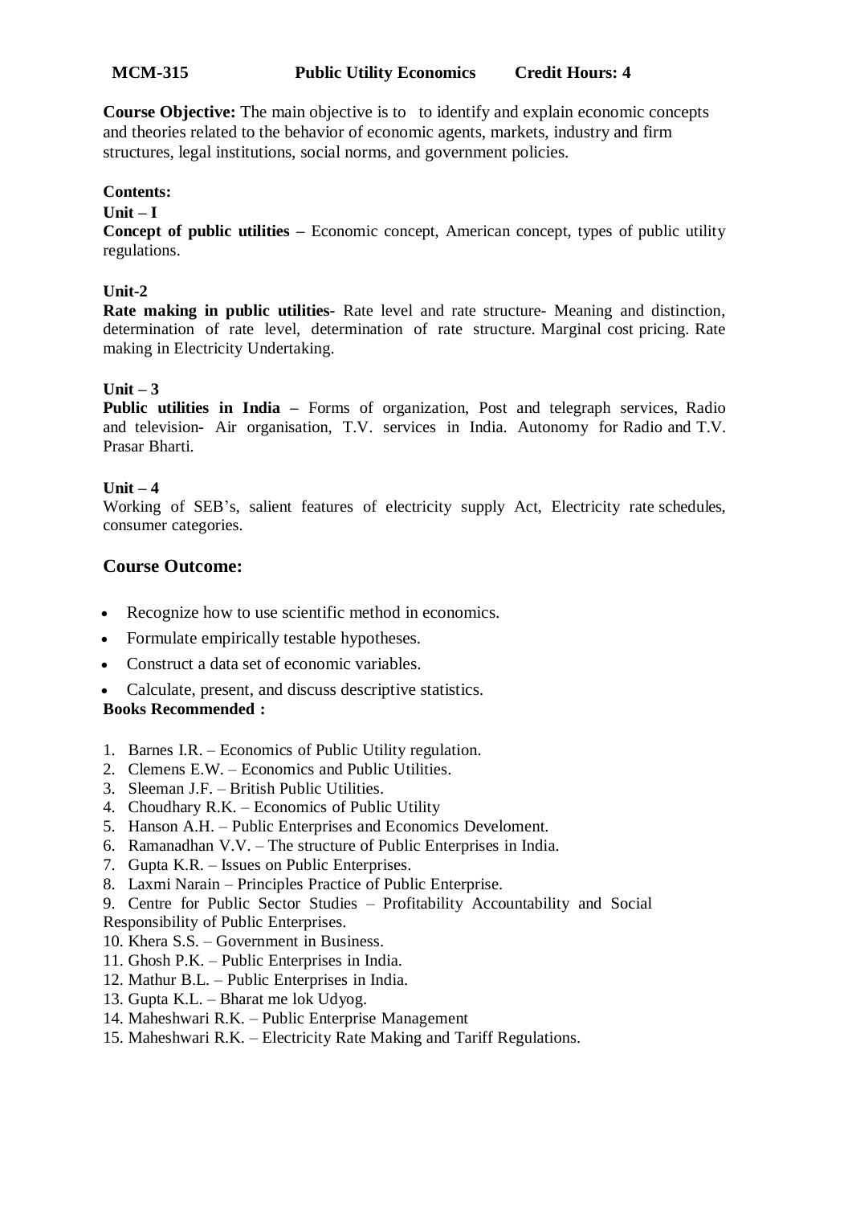**MCM-315 Public Utility Economics Credit Hours: 4**

**Course Objective:** The main objective is to to identify and explain economic concepts and theories related to the behavior of economic agents, markets, industry and firm structures, legal institutions, social norms, and government policies.

**Contents:**

**Unit – I**

**Concept of public utilities –** Economic concept, American concept, types of public utility regulations.

**Unit-2**

**Rate making in public utilities-** Rate level and rate structure- Meaning and distinction, determination of rate level, determination of rate structure. Marginal cost pricing. Rate making in Electricity Undertaking.

**Unit – 3**

**Public utilities in India –** Forms of organization, Post and telegraph services, Radio and television- Air organisation, T.V. services in India. Autonomy for Radio and T.V. Prasar Bharti.

**Unit – 4**

Working of SEB's, salient features of electricity supply Act, Electricity rate schedules, consumer categories.

## Course Outcome:

- Recognize how to use scientific method in economics.
- Formulate empirically testable hypotheses.
- Construct a data set of economic variables.
- Calculate, present, and discuss descriptive statistics.

**Books Recommended :**

1. Barnes I.R. – Economics of Public Utility regulation.
2. Clemens E.W. – Economics and Public Utilities.
3. Sleeman J.F. – British Public Utilities.
4. Choudhary R.K. – Economics of Public Utility
5. Hanson A.H. – Public Enterprises and Economics Develoment.
6. Ramanadhan V.V. – The structure of Public Enterprises in India.
7. Gupta K.R. – Issues on Public Enterprises.
8. Laxmi Narain – Principles Practice of Public Enterprise.
9. Centre for Public Sector Studies – Profitability Accountability and Social Responsibility of Public Enterprises.
10. Khera S.S. – Government in Business.
11. Ghosh P.K. – Public Enterprises in India.
12. Mathur B.L. – Public Enterprises in India.
13. Gupta K.L. – Bharat me lok Udyog.
14. Maheshwari R.K. – Public Enterprise Management
15. Maheshwari R.K. – Electricity Rate Making and Tariff Regulations.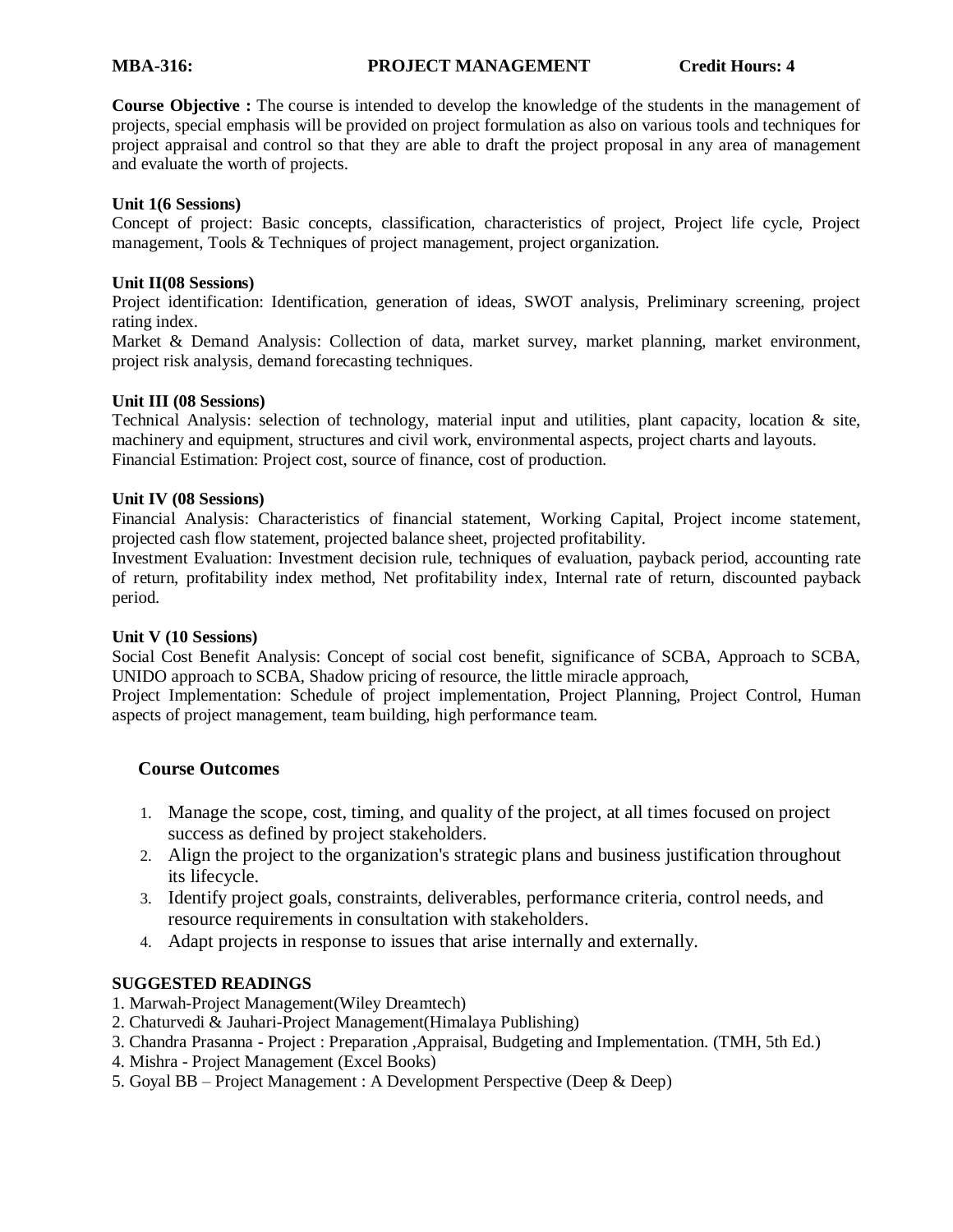**MBA-316: PROJECT MANAGEMENT Credit Hours: 4**

**Course Objective :** The course is intended to develop the knowledge of the students in the management of projects, special emphasis will be provided on project formulation as also on various tools and techniques for project appraisal and control so that they are able to draft the project proposal in any area of management and evaluate the worth of projects.

**Unit 1(6 Sessions)**

Concept of project: Basic concepts, classification, characteristics of project, Project life cycle, Project management, Tools & Techniques of project management, project organization.

**Unit II(08 Sessions)**

Project identification: Identification, generation of ideas, SWOT analysis, Preliminary screening, project rating index.

Market & Demand Analysis: Collection of data, market survey, market planning, market environment, project risk analysis, demand forecasting techniques.

**Unit III (08 Sessions)**

Technical Analysis: selection of technology, material input and utilities, plant capacity, location & site, machinery and equipment, structures and civil work, environmental aspects, project charts and layouts.

Financial Estimation: Project cost, source of finance, cost of production.

**Unit IV (08 Sessions)**

Financial Analysis: Characteristics of financial statement, Working Capital, Project income statement, projected cash flow statement, projected balance sheet, projected profitability.

Investment Evaluation: Investment decision rule, techniques of evaluation, payback period, accounting rate of return, profitability index method, Net profitability index, Internal rate of return, discounted payback period.

**Unit V (10 Sessions)**

Social Cost Benefit Analysis: Concept of social cost benefit, significance of SCBA, Approach to SCBA, UNIDO approach to SCBA, Shadow pricing of resource, the little miracle approach,

Project Implementation: Schedule of project implementation, Project Planning, Project Control, Human aspects of project management, team building, high performance team.

## Course Outcomes

1. Manage the scope, cost, timing, and quality of the project, at all times focused on project success as defined by project stakeholders.
2. Align the project to the organization's strategic plans and business justification throughout its lifecycle.
3. Identify project goals, constraints, deliverables, performance criteria, control needs, and resource requirements in consultation with stakeholders.
4. Adapt projects in response to issues that arise internally and externally.

**SUGGESTED READINGS**

1. Marwah-Project Management(Wiley Dreamtech)
2. Chaturvedi & Jauhari-Project Management(Himalaya Publishing)
3. Chandra Prasanna - Project : Preparation ,Appraisal, Budgeting and Implementation. (TMH, 5th Ed.)
4. Mishra - Project Management (Excel Books)
5. Goyal BB – Project Management : A Development Perspective (Deep & Deep)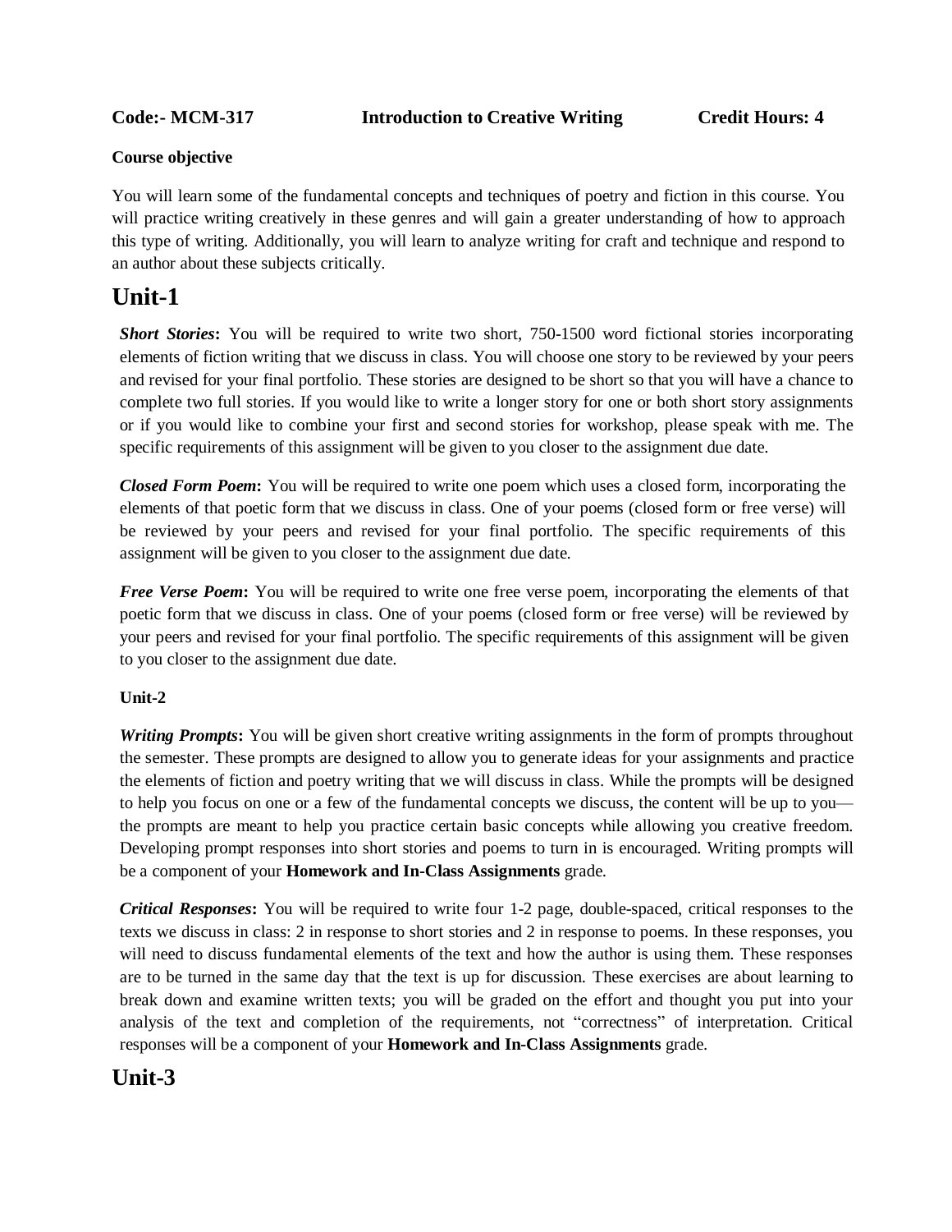**Code:- MCM-317 Introduction to Creative Writing Credit Hours: 4**

**Course objective**

You will learn some of the fundamental concepts and techniques of poetry and fiction in this course. You will practice writing creatively in these genres and will gain a greater understanding of how to approach this type of writing. Additionally, you will learn to analyze writing for craft and technique and respond to an author about these subjects critically.

# Unit-1

***Short Stories*:** You will be required to write two short, 750-1500 word fictional stories incorporating elements of fiction writing that we discuss in class. You will choose one story to be reviewed by your peers and revised for your final portfolio. These stories are designed to be short so that you will have a chance to complete two full stories. If you would like to write a longer story for one or both short story assignments or if you would like to combine your first and second stories for workshop, please speak with me. The specific requirements of this assignment will be given to you closer to the assignment due date.

***Closed Form Poem*:** You will be required to write one poem which uses a closed form, incorporating the elements of that poetic form that we discuss in class. One of your poems (closed form or free verse) will be reviewed by your peers and revised for your final portfolio. The specific requirements of this assignment will be given to you closer to the assignment due date.

***Free Verse Poem*:** You will be required to write one free verse poem, incorporating the elements of that poetic form that we discuss in class. One of your poems (closed form or free verse) will be reviewed by your peers and revised for your final portfolio. The specific requirements of this assignment will be given to you closer to the assignment due date.

**Unit-2**

***Writing Prompts*:** You will be given short creative writing assignments in the form of prompts throughout the semester. These prompts are designed to allow you to generate ideas for your assignments and practice the elements of fiction and poetry writing that we will discuss in class. While the prompts will be designed to help you focus on one or a few of the fundamental concepts we discuss, the content will be up to you—the prompts are meant to help you practice certain basic concepts while allowing you creative freedom. Developing prompt responses into short stories and poems to turn in is encouraged. Writing prompts will be a component of your **Homework and In-Class Assignments** grade.

***Critical Responses*:** You will be required to write four 1-2 page, double-spaced, critical responses to the texts we discuss in class: 2 in response to short stories and 2 in response to poems. In these responses, you will need to discuss fundamental elements of the text and how the author is using them. These responses are to be turned in the same day that the text is up for discussion. These exercises are about learning to break down and examine written texts; you will be graded on the effort and thought you put into your analysis of the text and completion of the requirements, not "correctness" of interpretation. Critical responses will be a component of your **Homework and In-Class Assignments** grade.

# Unit-3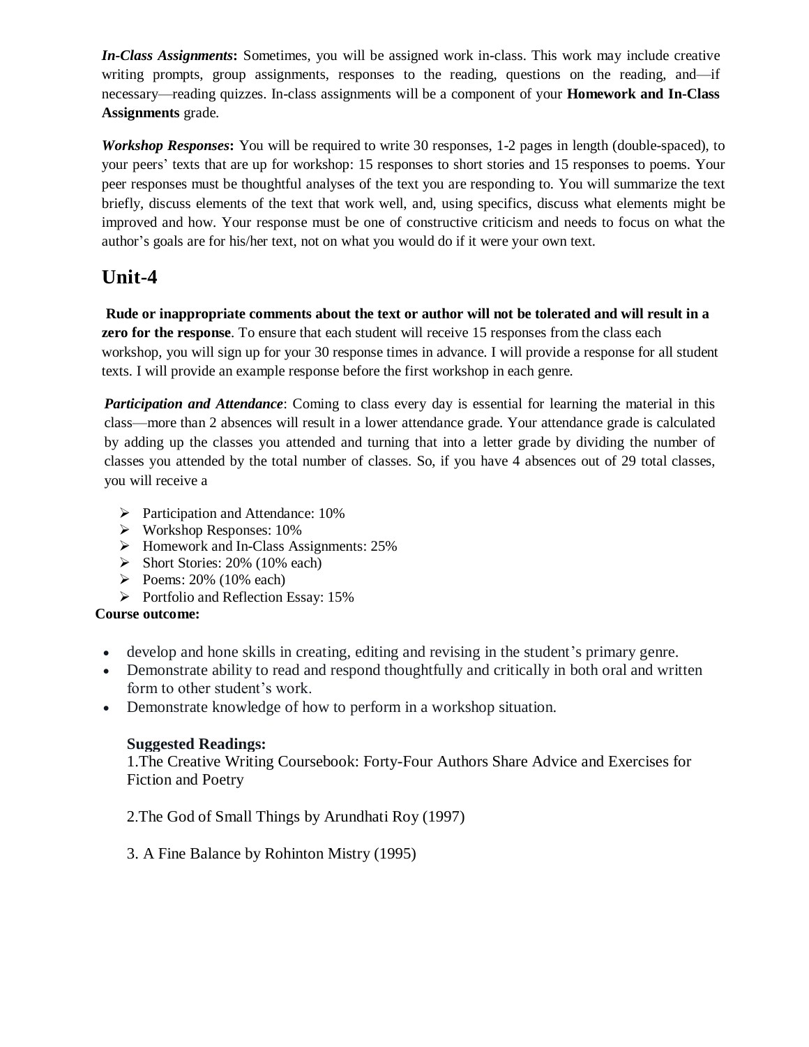***In-Class Assignments*:** Sometimes, you will be assigned work in-class. This work may include creative writing prompts, group assignments, responses to the reading, questions on the reading, and—if necessary—reading quizzes. In-class assignments will be a component of your **Homework and In-Class Assignments** grade.

***Workshop Responses*:** You will be required to write 30 responses, 1-2 pages in length (double-spaced), to your peers' texts that are up for workshop: 15 responses to short stories and 15 responses to poems. Your peer responses must be thoughtful analyses of the text you are responding to. You will summarize the text briefly, discuss elements of the text that work well, and, using specifics, discuss what elements might be improved and how. Your response must be one of constructive criticism and needs to focus on what the author's goals are for his/her text, not on what you would do if it were your own text.

# Unit-4

**Rude or inappropriate comments about the text or author will not be tolerated and will result in a zero for the response**. To ensure that each student will receive 15 responses from the class each workshop, you will sign up for your 30 response times in advance. I will provide a response for all student texts. I will provide an example response before the first workshop in each genre.

***Participation and Attendance***: Coming to class every day is essential for learning the material in this class—more than 2 absences will result in a lower attendance grade. Your attendance grade is calculated by adding up the classes you attended and turning that into a letter grade by dividing the number of classes you attended by the total number of classes. So, if you have 4 absences out of 29 total classes, you will receive a

- Participation and Attendance: 10%
- Workshop Responses: 10%
- Homework and In-Class Assignments: 25%
- Short Stories: 20% (10% each)
- Poems: 20% (10% each)
- Portfolio and Reflection Essay: 15%

**Course outcome:**

- develop and hone skills in creating, editing and revising in the student's primary genre.
- Demonstrate ability to read and respond thoughtfully and critically in both oral and written form to other student's work.
- Demonstrate knowledge of how to perform in a workshop situation.

**Suggested Readings:**

1.The Creative Writing Coursebook: Forty-Four Authors Share Advice and Exercises for Fiction and Poetry

2.The God of Small Things by Arundhati Roy (1997)

3. A Fine Balance by Rohinton Mistry (1995)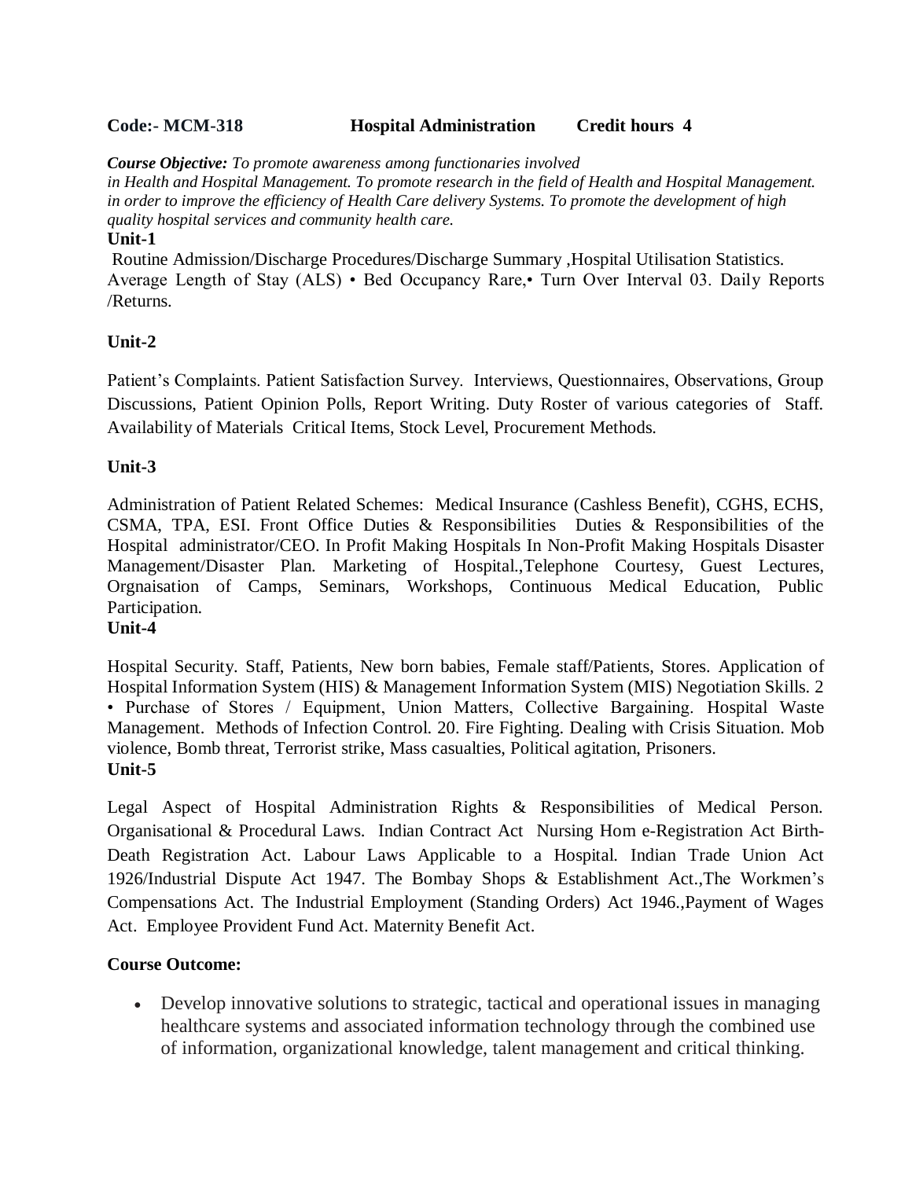**Code:- MCM-318 Hospital Administration Credit hours 4**

***Course Objective:*** *To promote awareness among functionaries involved in Health and Hospital Management. To promote research in the field of Health and Hospital Management. in order to improve the efficiency of Health Care delivery Systems. To promote the development of high quality hospital services and community health care.*

**Unit-1**

Routine Admission/Discharge Procedures/Discharge Summary ,Hospital Utilisation Statistics. Average Length of Stay (ALS) • Bed Occupancy Rare,• Turn Over Interval 03. Daily Reports /Returns.

**Unit-2**

Patient's Complaints. Patient Satisfaction Survey. Interviews, Questionnaires, Observations, Group Discussions, Patient Opinion Polls, Report Writing. Duty Roster of various categories of Staff. Availability of Materials Critical Items, Stock Level, Procurement Methods.

**Unit-3**

Administration of Patient Related Schemes: Medical Insurance (Cashless Benefit), CGHS, ECHS, CSMA, TPA, ESI. Front Office Duties & Responsibilities Duties & Responsibilities of the Hospital administrator/CEO. In Profit Making Hospitals In Non-Profit Making Hospitals Disaster Management/Disaster Plan. Marketing of Hospital.,Telephone Courtesy, Guest Lectures, Orgnaisation of Camps, Seminars, Workshops, Continuous Medical Education, Public Participation.

**Unit-4**

Hospital Security. Staff, Patients, New born babies, Female staff/Patients, Stores. Application of Hospital Information System (HIS) & Management Information System (MIS) Negotiation Skills. 2 • Purchase of Stores / Equipment, Union Matters, Collective Bargaining. Hospital Waste Management. Methods of Infection Control. 20. Fire Fighting. Dealing with Crisis Situation. Mob violence, Bomb threat, Terrorist strike, Mass casualties, Political agitation, Prisoners.

**Unit-5**

Legal Aspect of Hospital Administration Rights & Responsibilities of Medical Person. Organisational & Procedural Laws. Indian Contract Act Nursing Hom e-Registration Act Birth-Death Registration Act. Labour Laws Applicable to a Hospital. Indian Trade Union Act 1926/Industrial Dispute Act 1947. The Bombay Shops & Establishment Act.,The Workmen's Compensations Act. The Industrial Employment (Standing Orders) Act 1946.,Payment of Wages Act. Employee Provident Fund Act. Maternity Benefit Act.

**Course Outcome:**

- Develop innovative solutions to strategic, tactical and operational issues in managing healthcare systems and associated information technology through the combined use of information, organizational knowledge, talent management and critical thinking.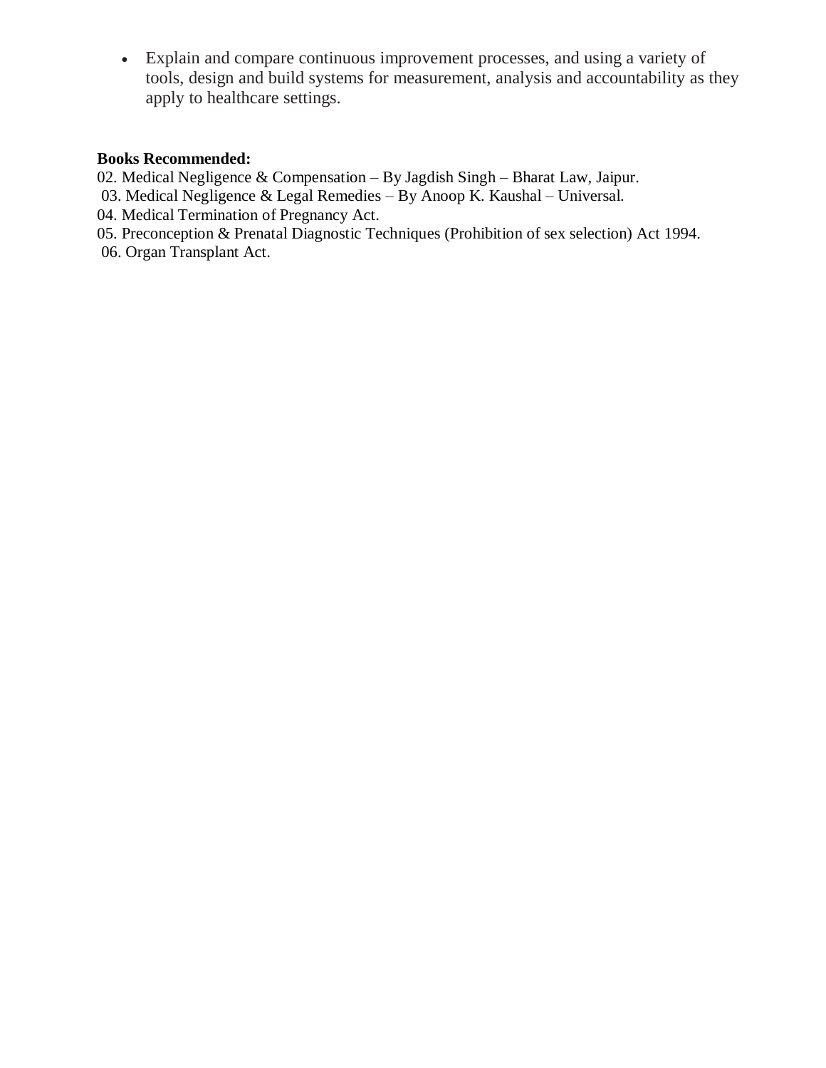- Explain and compare continuous improvement processes, and using a variety of tools, design and build systems for measurement, analysis and accountability as they apply to healthcare settings.

**Books Recommended:**

02. Medical Negligence & Compensation – By Jagdish Singh – Bharat Law, Jaipur.
03. Medical Negligence & Legal Remedies – By Anoop K. Kaushal – Universal.
04. Medical Termination of Pregnancy Act.
05. Preconception & Prenatal Diagnostic Techniques (Prohibition of sex selection) Act 1994.
06. Organ Transplant Act.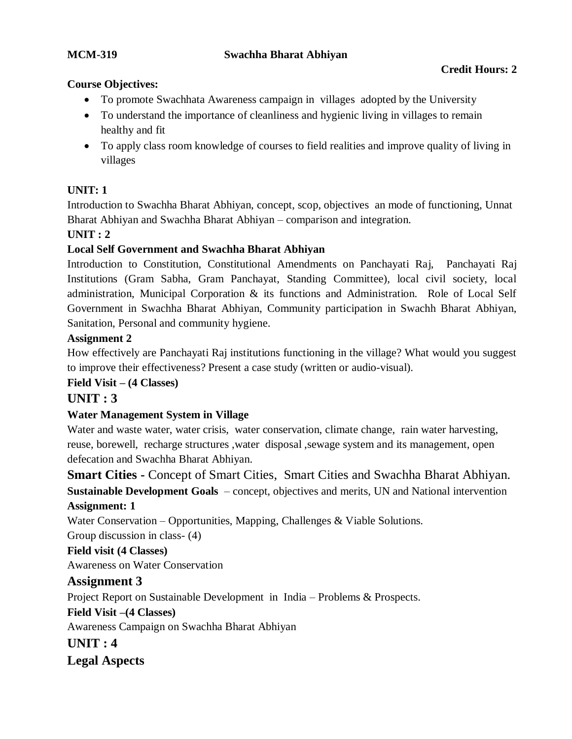**MCM-319** **Swachha Bharat Abhiyan**

**Credit Hours: 2**

**Course Objectives:**

- To promote Swachhata Awareness campaign in villages adopted by the University
- To understand the importance of cleanliness and hygienic living in villages to remain healthy and fit
- To apply class room knowledge of courses to field realities and improve quality of living in villages

**UNIT: 1**

Introduction to Swachha Bharat Abhiyan, concept, scop, objectives an mode of functioning, Unnat Bharat Abhiyan and Swachha Bharat Abhiyan – comparison and integration.

**UNIT : 2**

**Local Self Government and Swachha Bharat Abhiyan**

Introduction to Constitution, Constitutional Amendments on Panchayati Raj, Panchayati Raj Institutions (Gram Sabha, Gram Panchayat, Standing Committee), local civil society, local administration, Municipal Corporation & its functions and Administration. Role of Local Self Government in Swachha Bharat Abhiyan, Community participation in Swachh Bharat Abhiyan, Sanitation, Personal and community hygiene.

**Assignment 2**

How effectively are Panchayati Raj institutions functioning in the village? What would you suggest to improve their effectiveness? Present a case study (written or audio-visual).

**Field Visit – (4 Classes)**

## UNIT : 3

**Water Management System in Village**

Water and waste water, water crisis, water conservation, climate change, rain water harvesting, reuse, borewell, recharge structures ,water disposal ,sewage system and its management, open defecation and Swachha Bharat Abhiyan.

**Smart Cities -** Concept of Smart Cities, Smart Cities and Swachha Bharat Abhiyan.

**Sustainable Development Goals** – concept, objectives and merits, UN and National intervention

**Assignment: 1**

Water Conservation – Opportunities, Mapping, Challenges & Viable Solutions.

Group discussion in class- (4)

**Field visit (4 Classes)**

Awareness on Water Conservation

## Assignment 3

Project Report on Sustainable Development in India – Problems & Prospects.

**Field Visit –(4 Classes)**

Awareness Campaign on Swachha Bharat Abhiyan

## UNIT : 4

## Legal Aspects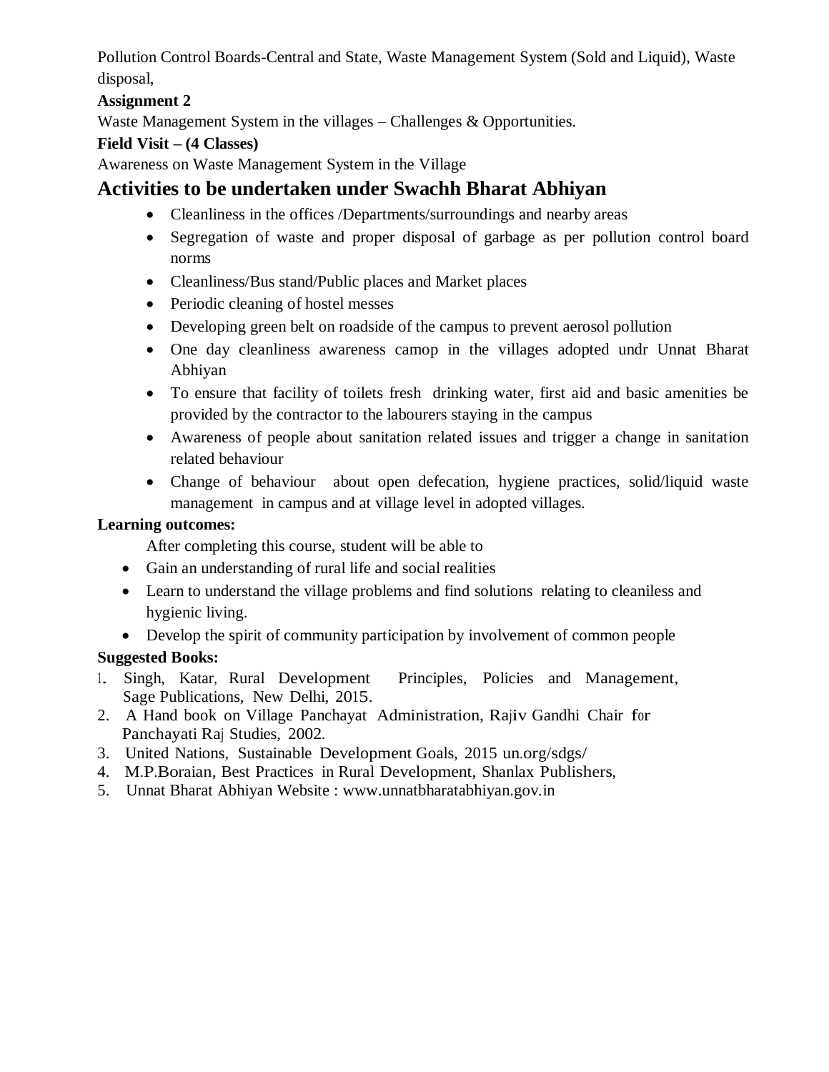Pollution Control Boards-Central and State, Waste Management System (Sold and Liquid), Waste disposal,

**Assignment 2**

Waste Management System in the villages – Challenges & Opportunities.

**Field Visit – (4 Classes)**

Awareness on Waste Management System in the Village

## Activities to be undertaken under Swachh Bharat Abhiyan

- Cleanliness in the offices /Departments/surroundings and nearby areas
- Segregation of waste and proper disposal of garbage as per pollution control board norms
- Cleanliness/Bus stand/Public places and Market places
- Periodic cleaning of hostel messes
- Developing green belt on roadside of the campus to prevent aerosol pollution
- One day cleanliness awareness camop in the villages adopted undr Unnat Bharat Abhiyan
- To ensure that facility of toilets fresh drinking water, first aid and basic amenities be provided by the contractor to the labourers staying in the campus
- Awareness of people about sanitation related issues and trigger a change in sanitation related behaviour
- Change of behaviour about open defecation, hygiene practices, solid/liquid waste management in campus and at village level in adopted villages.

**Learning outcomes:**

After completing this course, student will be able to

- Gain an understanding of rural life and social realities
- Learn to understand the village problems and find solutions relating to cleaniless and hygienic living.
- Develop the spirit of community participation by involvement of common people

**Suggested Books:**

1. Singh, Katar, Rural Development Principles, Policies and Management, Sage Publications, New Delhi, 2015.
2. A Hand book on Village Panchayat Administration, Rajiv Gandhi Chair for Panchayati Raj Studies, 2002.
3. United Nations, Sustainable Development Goals, 2015 un.org/sdgs/
4. M.P.Boraian, Best Practices in Rural Development, Shanlax Publishers,
5. Unnat Bharat Abhiyan Website : www.unnatbharatabhiyan.gov.in